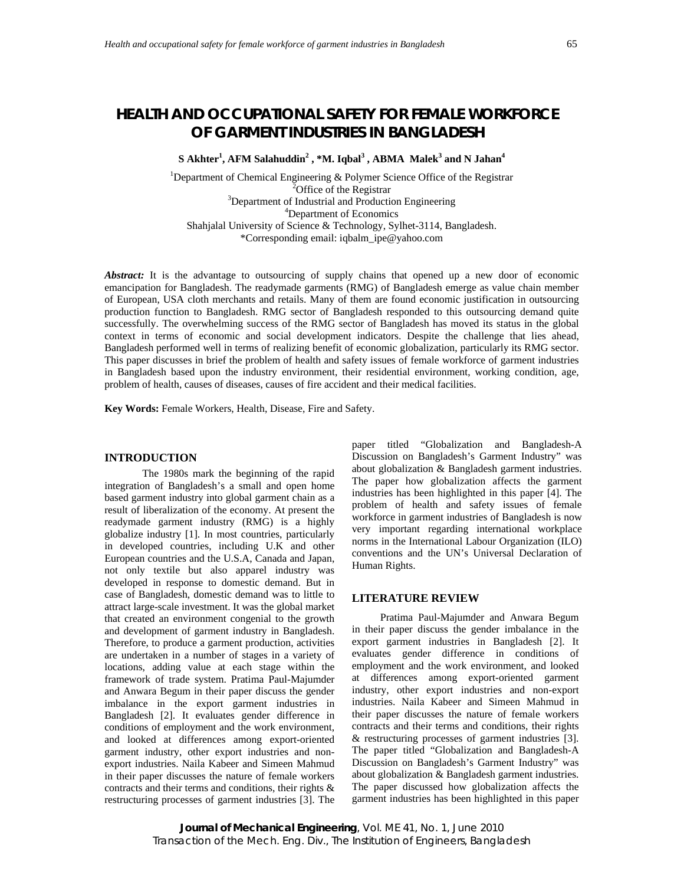# HEALTH AND OCCUPATIONAL SAFETY FOR FEMALE WORKFORCE OF GARMENT INDUSTRIES IN BANGLADESH

**S Akhter[1], AFM Salahuddin[2] , *M. Iqbal[3] , ABMA Malek[3] and N Jahan[4]**

[1]Department of Chemical Engineering & Polymer Science Office of the Registrar
[2]Office of the Registrar
[3]Department of Industrial and Production Engineering
[4]Department of Economics
Shahjalal University of Science & Technology, Sylhet-3114, Bangladesh.
*Corresponding email: iqbalm_ipe@yahoo.com

***Abstract:*** It is the advantage to outsourcing of supply chains that opened up a new door of economic emancipation for Bangladesh. The readymade garments (RMG) of Bangladesh emerge as value chain member of European, USA cloth merchants and retails. Many of them are found economic justification in outsourcing production function to Bangladesh. RMG sector of Bangladesh responded to this outsourcing demand quite successfully. The overwhelming success of the RMG sector of Bangladesh has moved its status in the global context in terms of economic and social development indicators. Despite the challenge that lies ahead, Bangladesh performed well in terms of realizing benefit of economic globalization, particularly its RMG sector. This paper discusses in brief the problem of health and safety issues of female workforce of garment industries in Bangladesh based upon the industry environment, their residential environment, working condition, age, problem of health, causes of diseases, causes of fire accident and their medical facilities.

**Key Words:** Female Workers, Health, Disease, Fire and Safety.

## INTRODUCTION

The 1980s mark the beginning of the rapid integration of Bangladesh's a small and open home based garment industry into global garment chain as a result of liberalization of the economy. At present the readymade garment industry (RMG) is a highly globalize industry [1]. In most countries, particularly in developed countries, including U.K and other European countries and the U.S.A, Canada and Japan, not only textile but also apparel industry was developed in response to domestic demand. But in case of Bangladesh, domestic demand was to little to attract large-scale investment. It was the global market that created an environment congenial to the growth and development of garment industry in Bangladesh. Therefore, to produce a garment production, activities are undertaken in a number of stages in a variety of locations, adding value at each stage within the framework of trade system. Pratima Paul-Majumder and Anwara Begum in their paper discuss the gender imbalance in the export garment industries in Bangladesh [2]. It evaluates gender difference in conditions of employment and the work environment, and looked at differences among export-oriented garment industry, other export industries and non-export industries. Naila Kabeer and Simeen Mahmud in their paper discusses the nature of female workers contracts and their terms and conditions, their rights & restructuring processes of garment industries [3]. The paper titled "Globalization and Bangladesh-A Discussion on Bangladesh's Garment Industry" was about globalization & Bangladesh garment industries. The paper how globalization affects the garment industries has been highlighted in this paper [4]. The problem of health and safety issues of female workforce in garment industries of Bangladesh is now very important regarding international workplace norms in the International Labour Organization (ILO) conventions and the UN's Universal Declaration of Human Rights.

## LITERATURE REVIEW

Pratima Paul-Majumder and Anwara Begum in their paper discuss the gender imbalance in the export garment industries in Bangladesh [2]. It evaluates gender difference in conditions of employment and the work environment, and looked at differences among export-oriented garment industry, other export industries and non-export industries. Naila Kabeer and Simeen Mahmud in their paper discusses the nature of female workers contracts and their terms and conditions, their rights & restructuring processes of garment industries [3]. The paper titled "Globalization and Bangladesh-A Discussion on Bangladesh's Garment Industry" was about globalization & Bangladesh garment industries. The paper discussed how globalization affects the garment industries has been highlighted in this paper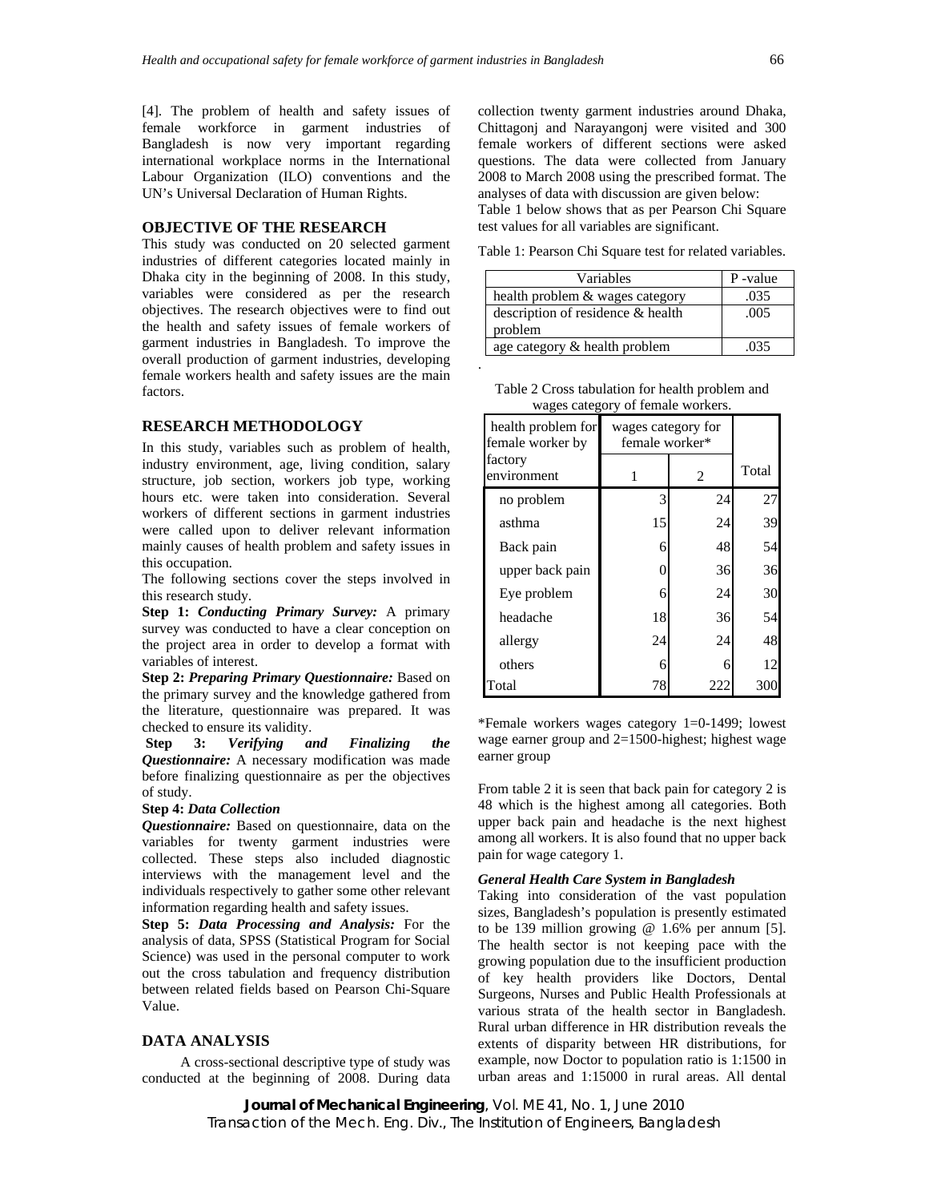[4]. The problem of health and safety issues of female workforce in garment industries of Bangladesh is now very important regarding international workplace norms in the International Labour Organization (ILO) conventions and the UN's Universal Declaration of Human Rights.

## OBJECTIVE OF THE RESEARCH

This study was conducted on 20 selected garment industries of different categories located mainly in Dhaka city in the beginning of 2008. In this study, variables were considered as per the research objectives. The research objectives were to find out the health and safety issues of female workers of garment industries in Bangladesh. To improve the overall production of garment industries, developing female workers health and safety issues are the main factors.

## RESEARCH METHODOLOGY

In this study, variables such as problem of health, industry environment, age, living condition, salary structure, job section, workers job type, working hours etc. were taken into consideration. Several workers of different sections in garment industries were called upon to deliver relevant information mainly causes of health problem and safety issues in this occupation.

The following sections cover the steps involved in this research study.

**Step 1:** ***Conducting Primary Survey:*** A primary survey was conducted to have a clear conception on the project area in order to develop a format with variables of interest.

**Step 2:** ***Preparing Primary Questionnaire:*** Based on the primary survey and the knowledge gathered from the literature, questionnaire was prepared. It was checked to ensure its validity.

**Step 3:** ***Verifying and Finalizing the Questionnaire:*** A necessary modification was made before finalizing questionnaire as per the objectives of study.

**Step 4:** ***Data Collection***

***Questionnaire:*** Based on questionnaire, data on the variables for twenty garment industries were collected. These steps also included diagnostic interviews with the management level and the individuals respectively to gather some other relevant information regarding health and safety issues.

**Step 5:** ***Data Processing and Analysis:*** For the analysis of data, SPSS (Statistical Program for Social Science) was used in the personal computer to work out the cross tabulation and frequency distribution between related fields based on Pearson Chi-Square Value.

## DATA ANALYSIS

A cross-sectional descriptive type of study was conducted at the beginning of 2008. During data collection twenty garment industries around Dhaka, Chittagonj and Narayangonj were visited and 300 female workers of different sections were asked questions. The data were collected from January 2008 to March 2008 using the prescribed format. The analyses of data with discussion are given below:

Table 1 below shows that as per Pearson Chi Square test values for all variables are significant.

Table 1: Pearson Chi Square test for related variables.

| Variables | P -value |
|---|---|
| health problem & wages category | .035 |
| description of residence & health problem | .005 |
| age category & health problem | .035 |

Table 2 Cross tabulation for health problem and wages category of female workers.

| health problem for female worker by factory environment | wages category for female worker* | | Total |
|---|---|---|---|
| | 1 | 2 | |
| no problem | 3 | 24 | 27 |
| asthma | 15 | 24 | 39 |
| Back pain | 6 | 48 | 54 |
| upper back pain | 0 | 36 | 36 |
| Eye problem | 6 | 24 | 30 |
| headache | 18 | 36 | 54 |
| allergy | 24 | 24 | 48 |
| others | 6 | 6 | 12 |
| Total | 78 | 222 | 300 |

*Female workers wages category 1=0-1499; lowest wage earner group and 2=1500-highest; highest wage earner group

From table 2 it is seen that back pain for category 2 is 48 which is the highest among all categories. Both upper back pain and headache is the next highest among all workers. It is also found that no upper back pain for wage category 1.

### *General Health Care System in Bangladesh*

Taking into consideration of the vast population sizes, Bangladesh's population is presently estimated to be 139 million growing @ 1.6% per annum [5]. The health sector is not keeping pace with the growing population due to the insufficient production of key health providers like Doctors, Dental Surgeons, Nurses and Public Health Professionals at various strata of the health sector in Bangladesh. Rural urban difference in HR distribution reveals the extents of disparity between HR distributions, for example, now Doctor to population ratio is 1:1500 in urban areas and 1:15000 in rural areas. All dental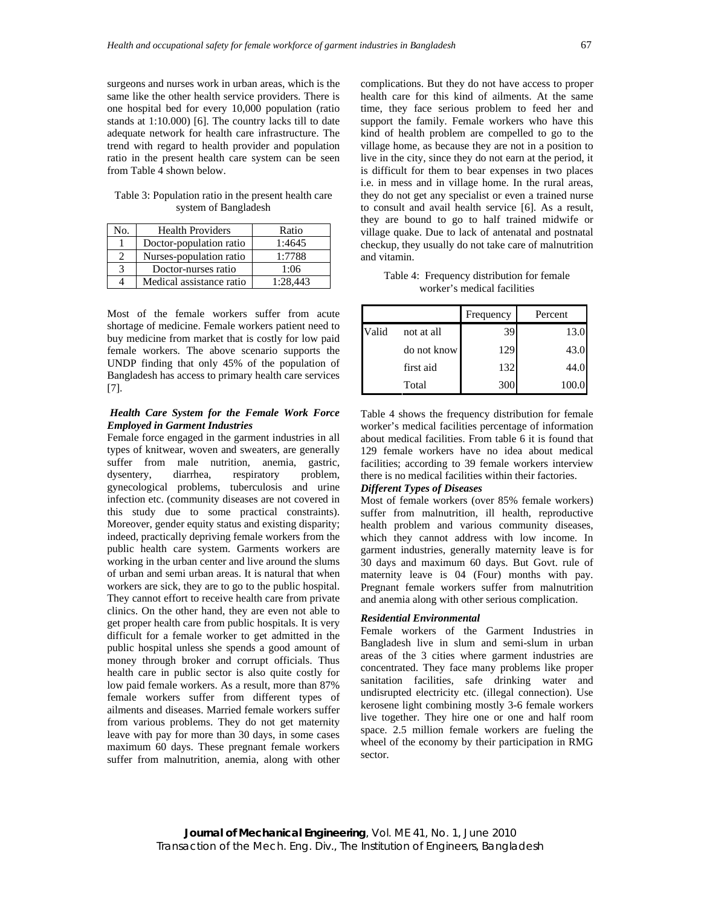surgeons and nurses work in urban areas, which is the same like the other health service providers. There is one hospital bed for every 10,000 population (ratio stands at 1:10.000) [6]. The country lacks till to date adequate network for health care infrastructure. The trend with regard to health provider and population ratio in the present health care system can be seen from Table 4 shown below.

Table 3: Population ratio in the present health care system of Bangladesh

| No. | Health Providers | Ratio |
|---|---|---|
| 1 | Doctor-population ratio | 1:4645 |
| 2 | Nurses-population ratio | 1:7788 |
| 3 | Doctor-nurses ratio | 1:06 |
| 4 | Medical assistance ratio | 1:28,443 |

Most of the female workers suffer from acute shortage of medicine. Female workers patient need to buy medicine from market that is costly for low paid female workers. The above scenario supports the UNDP finding that only 45% of the population of Bangladesh has access to primary health care services [7].

### *Health Care System for the Female Work Force Employed in Garment Industries*

Female force engaged in the garment industries in all types of knitwear, woven and sweaters, are generally suffer from male nutrition, anemia, gastric, dysentery, diarrhea, respiratory problem, gynecological problems, tuberculosis and urine infection etc. (community diseases are not covered in this study due to some practical constraints). Moreover, gender equity status and existing disparity; indeed, practically depriving female workers from the public health care system. Garments workers are working in the urban center and live around the slums of urban and semi urban areas. It is natural that when workers are sick, they are to go to the public hospital. They cannot effort to receive health care from private clinics. On the other hand, they are even not able to get proper health care from public hospitals. It is very difficult for a female worker to get admitted in the public hospital unless she spends a good amount of money through broker and corrupt officials. Thus health care in public sector is also quite costly for low paid female workers. As a result, more than 87% female workers suffer from different types of ailments and diseases. Married female workers suffer from various problems. They do not get maternity leave with pay for more than 30 days, in some cases maximum 60 days. These pregnant female workers suffer from malnutrition, anemia, along with other complications. But they do not have access to proper health care for this kind of ailments. At the same time, they face serious problem to feed her and support the family. Female workers who have this kind of health problem are compelled to go to the village home, as because they are not in a position to live in the city, since they do not earn at the period, it is difficult for them to bear expenses in two places i.e. in mess and in village home. In the rural areas, they do not get any specialist or even a trained nurse to consult and avail health service [6]. As a result, they are bound to go to half trained midwife or village quake. Due to lack of antenatal and postnatal checkup, they usually do not take care of malnutrition and vitamin.

Table 4: Frequency distribution for female worker's medical facilities

| | | Frequency | Percent |
|---|---|---|---|
| Valid | not at all | 39 | 13.0 |
| | do not know | 129 | 43.0 |
| | first aid | 132 | 44.0 |
| | Total | 300 | 100.0 |

Table 4 shows the frequency distribution for female worker's medical facilities percentage of information about medical facilities. From table 6 it is found that 129 female workers have no idea about medical facilities; according to 39 female workers interview there is no medical facilities within their factories.

### *Different Types of Diseases*

Most of female workers (over 85% female workers) suffer from malnutrition, ill health, reproductive health problem and various community diseases, which they cannot address with low income. In garment industries, generally maternity leave is for 30 days and maximum 60 days. But Govt. rule of maternity leave is 04 (Four) months with pay. Pregnant female workers suffer from malnutrition and anemia along with other serious complication.

### *Residential Environmental*

Female workers of the Garment Industries in Bangladesh live in slum and semi-slum in urban areas of the 3 cities where garment industries are concentrated. They face many problems like proper sanitation facilities, safe drinking water and undisrupted electricity etc. (illegal connection). Use kerosene light combining mostly 3-6 female workers live together. They hire one or one and half room space. 2.5 million female workers are fueling the wheel of the economy by their participation in RMG sector.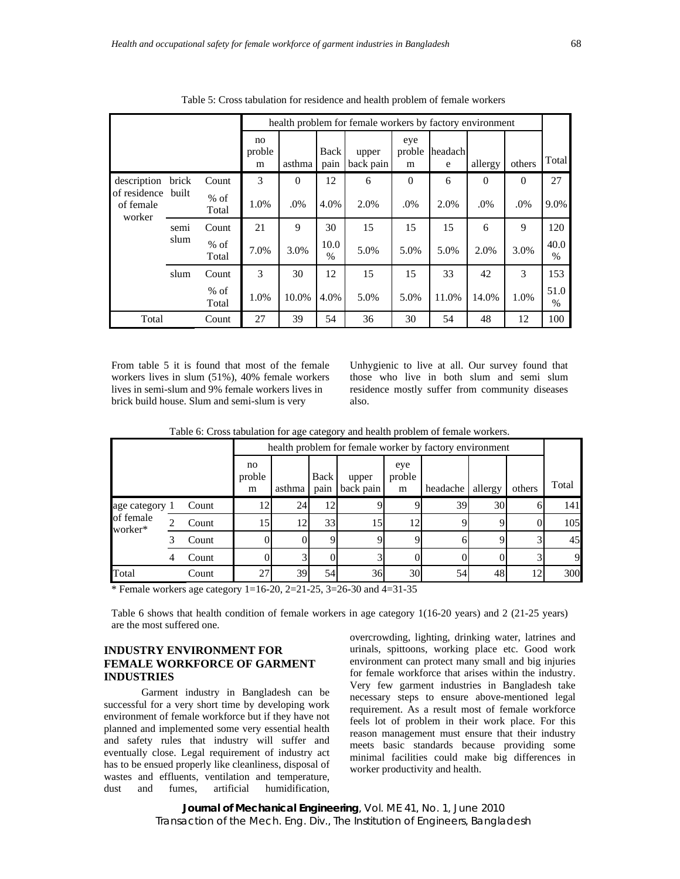Table 5: Cross tabulation for residence and health problem of female workers

| | | | health problem for female workers by factory environment | | | | | | | | |
|---|---|---|---|---|---|---|---|---|---|---|---|
| | | | no problem | asthma | Back pain | upper back pain | eye problem | headache | allergy | others | Total |
| description of residence of female worker | brick built | Count | 3 | 0 | 12 | 6 | 0 | 6 | 0 | 0 | 27 |
| | | % of Total | 1.0% | .0% | 4.0% | 2.0% | .0% | 2.0% | .0% | .0% | 9.0% |
| | semi slum | Count | 21 | 9 | 30 | 15 | 15 | 15 | 6 | 9 | 120 |
| | | % of Total | 7.0% | 3.0% | 10.0 % | 5.0% | 5.0% | 5.0% | 2.0% | 3.0% | 40.0 % |
| | slum | Count | 3 | 30 | 12 | 15 | 15 | 33 | 42 | 3 | 153 |
| | | % of Total | 1.0% | 10.0% | 4.0% | 5.0% | 5.0% | 11.0% | 14.0% | 1.0% | 51.0 % |
| Total | | Count | 27 | 39 | 54 | 36 | 30 | 54 | 48 | 12 | 100 |

From table 5 it is found that most of the female workers lives in slum (51%), 40% female workers lives in semi-slum and 9% female workers lives in brick build house. Slum and semi-slum is very Unhygienic to live at all. Our survey found that those who live in both slum and semi slum residence mostly suffer from community diseases also.

Table 6: Cross tabulation for age category and health problem of female workers.

| | | | health problem for female worker by factory environment | | | | | | | | |
|---|---|---|---|---|---|---|---|---|---|---|---|
| | | | no problem | asthma | Back pain | upper back pain | eye problem | headache | allergy | others | Total |
| age category of female worker* | 1 | Count | 12 | 24 | 12 | 9 | 9 | 39 | 30 | 6 | 141 |
| | 2 | Count | 15 | 12 | 33 | 15 | 12 | 9 | 9 | 0 | 105 |
| | 3 | Count | 0 | 0 | 9 | 9 | 9 | 6 | 9 | 3 | 45 |
| | 4 | Count | 0 | 3 | 0 | 3 | 0 | 0 | 0 | 3 | 9 |
| Total | | Count | 27 | 39 | 54 | 36 | 30 | 54 | 48 | 12 | 300 |

* Female workers age category 1=16-20, 2=21-25, 3=26-30 and 4=31-35

Table 6 shows that health condition of female workers in age category 1(16-20 years) and 2 (21-25 years) are the most suffered one.

## INDUSTRY ENVIRONMENT FOR FEMALE WORKFORCE OF GARMENT INDUSTRIES

Garment industry in Bangladesh can be successful for a very short time by developing work environment of female workforce but if they have not planned and implemented some very essential health and safety rules that industry will suffer and eventually close. Legal requirement of industry act has to be ensued properly like cleanliness, disposal of wastes and effluents, ventilation and temperature, dust and fumes, artificial humidification, overcrowding, lighting, drinking water, latrines and urinals, spittoons, working place etc. Good work environment can protect many small and big injuries for female workforce that arises within the industry. Very few garment industries in Bangladesh take necessary steps to ensure above-mentioned legal requirement. As a result most of female workforce feels lot of problem in their work place. For this reason management must ensure that their industry meets basic standards because providing some minimal facilities could make big differences in worker productivity and health.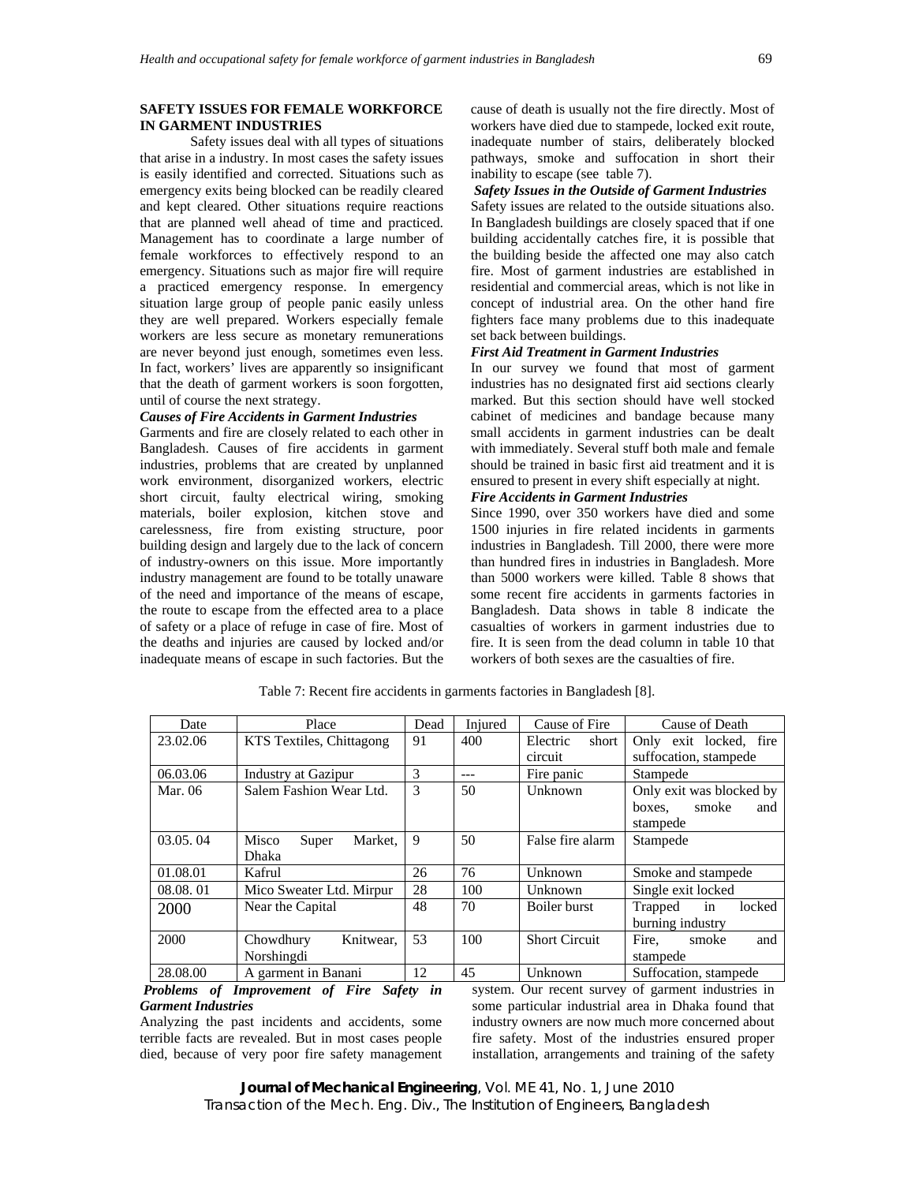## SAFETY ISSUES FOR FEMALE WORKFORCE IN GARMENT INDUSTRIES

Safety issues deal with all types of situations that arise in a industry. In most cases the safety issues is easily identified and corrected. Situations such as emergency exits being blocked can be readily cleared and kept cleared. Other situations require reactions that are planned well ahead of time and practiced. Management has to coordinate a large number of female workforces to effectively respond to an emergency. Situations such as major fire will require a practiced emergency response. In emergency situation large group of people panic easily unless they are well prepared. Workers especially female workers are less secure as monetary remunerations are never beyond just enough, sometimes even less. In fact, workers' lives are apparently so insignificant that the death of garment workers is soon forgotten, until of course the next strategy.

### *Causes of Fire Accidents in Garment Industries*

Garments and fire are closely related to each other in Bangladesh. Causes of fire accidents in garment industries, problems that are created by unplanned work environment, disorganized workers, electric short circuit, faulty electrical wiring, smoking materials, boiler explosion, kitchen stove and carelessness, fire from existing structure, poor building design and largely due to the lack of concern of industry-owners on this issue. More importantly industry management are found to be totally unaware of the need and importance of the means of escape, the route to escape from the effected area to a place of safety or a place of refuge in case of fire. Most of the deaths and injuries are caused by locked and/or inadequate means of escape in such factories. But the cause of death is usually not the fire directly. Most of workers have died due to stampede, locked exit route, inadequate number of stairs, deliberately blocked pathways, smoke and suffocation in short their inability to escape (see table 7).

### *Safety Issues in the Outside of Garment Industries*

Safety issues are related to the outside situations also. In Bangladesh buildings are closely spaced that if one building accidentally catches fire, it is possible that the building beside the affected one may also catch fire. Most of garment industries are established in residential and commercial areas, which is not like in concept of industrial area. On the other hand fire fighters face many problems due to this inadequate set back between buildings.

### *First Aid Treatment in Garment Industries*

In our survey we found that most of garment industries has no designated first aid sections clearly marked. But this section should have well stocked cabinet of medicines and bandage because many small accidents in garment industries can be dealt with immediately. Several stuff both male and female should be trained in basic first aid treatment and it is ensured to present in every shift especially at night.

### *Fire Accidents in Garment Industries*

Since 1990, over 350 workers have died and some 1500 injuries in fire related incidents in garments industries in Bangladesh. Till 2000, there were more than hundred fires in industries in Bangladesh. More than 5000 workers were killed. Table 8 shows that some recent fire accidents in garments factories in Bangladesh. Data shows in table 8 indicate the casualties of workers in garment industries due to fire. It is seen from the dead column in table 10 that workers of both sexes are the casualties of fire.

Table 7: Recent fire accidents in garments factories in Bangladesh [8].

| Date | Place | Dead | Injured | Cause of Fire | Cause of Death |
|---|---|---|---|---|---|
| 23.02.06 | KTS Textiles, Chittagong | 91 | 400 | Electric short circuit | Only exit locked, fire suffocation, stampede |
| 06.03.06 | Industry at Gazipur | 3 | --- | Fire panic | Stampede |
| Mar. 06 | Salem Fashion Wear Ltd. | 3 | 50 | Unknown | Only exit was blocked by boxes, smoke and stampede |
| 03.05. 04 | Misco Super Market, Dhaka | 9 | 50 | False fire alarm | Stampede |
| 01.08.01 | Kafrul | 26 | 76 | Unknown | Smoke and stampede |
| 08.08. 01 | Mico Sweater Ltd. Mirpur | 28 | 100 | Unknown | Single exit locked |
| 2000 | Near the Capital | 48 | 70 | Boiler burst | Trapped in locked burning industry |
| 2000 | Chowdhury Knitwear, Norshingdi | 53 | 100 | Short Circuit | Fire, smoke and stampede |
| 28.08.00 | A garment in Banani | 12 | 45 | Unknown | Suffocation, stampede |

### *Problems of Improvement of Fire Safety in Garment Industries*

Analyzing the past incidents and accidents, some terrible facts are revealed. But in most cases people died, because of very poor fire safety management system. Our recent survey of garment industries in some particular industrial area in Dhaka found that industry owners are now much more concerned about fire safety. Most of the industries ensured proper installation, arrangements and training of the safety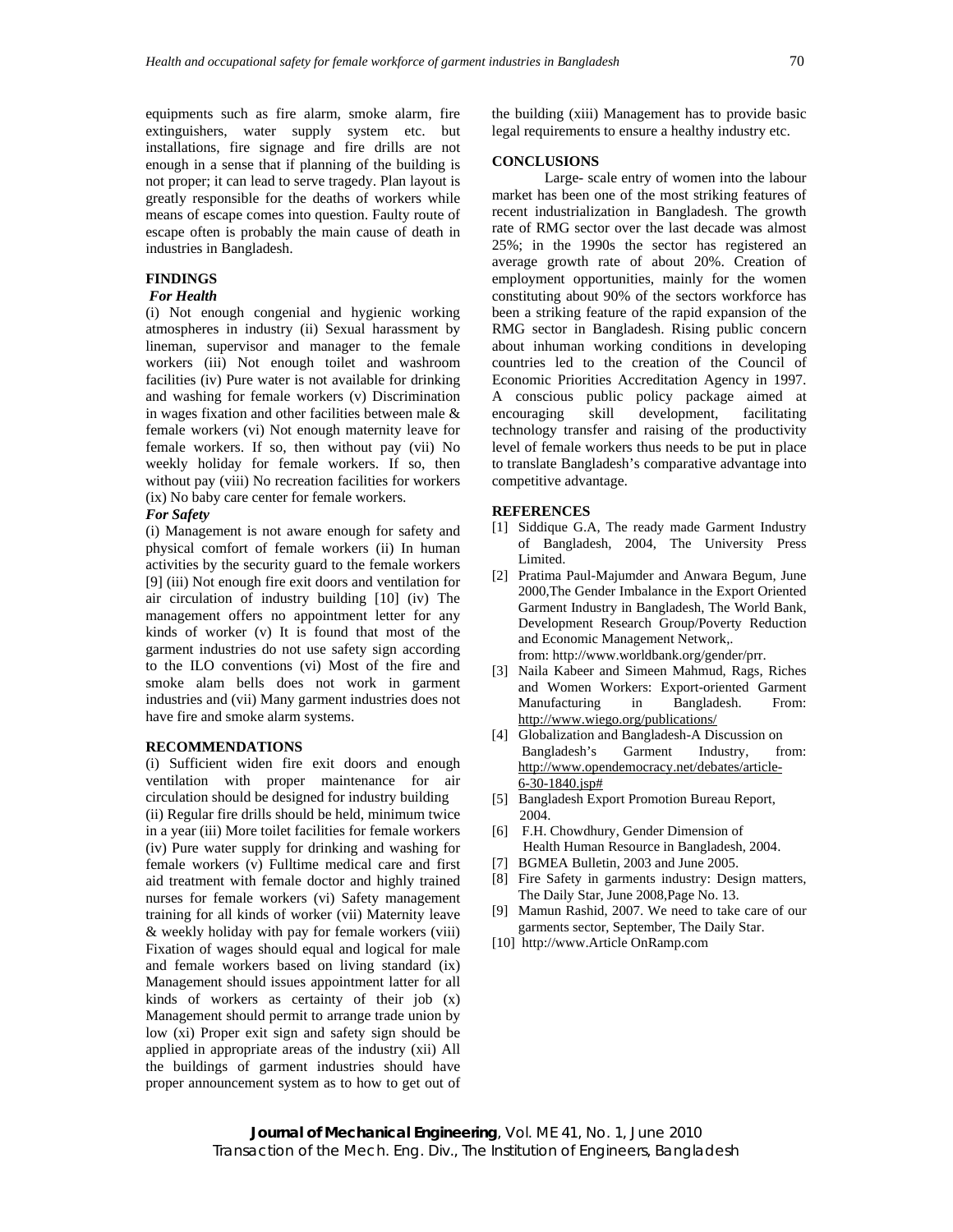equipments such as fire alarm, smoke alarm, fire extinguishers, water supply system etc. but installations, fire signage and fire drills are not enough in a sense that if planning of the building is not proper; it can lead to serve tragedy. Plan layout is greatly responsible for the deaths of workers while means of escape comes into question. Faulty route of escape often is probably the main cause of death in industries in Bangladesh.

## FINDINGS

### *For Health*

(i) Not enough congenial and hygienic working atmospheres in industry (ii) Sexual harassment by lineman, supervisor and manager to the female workers (iii) Not enough toilet and washroom facilities (iv) Pure water is not available for drinking and washing for female workers (v) Discrimination in wages fixation and other facilities between male & female workers (vi) Not enough maternity leave for female workers. If so, then without pay (vii) No weekly holiday for female workers. If so, then without pay (viii) No recreation facilities for workers (ix) No baby care center for female workers.

### *For Safety*

(i) Management is not aware enough for safety and physical comfort of female workers (ii) In human activities by the security guard to the female workers [9] (iii) Not enough fire exit doors and ventilation for air circulation of industry building [10] (iv) The management offers no appointment letter for any kinds of worker (v) It is found that most of the garment industries do not use safety sign according to the ILO conventions (vi) Most of the fire and smoke alam bells does not work in garment industries and (vii) Many garment industries does not have fire and smoke alarm systems.

## RECOMMENDATIONS

(i) Sufficient widen fire exit doors and enough ventilation with proper maintenance for air circulation should be designed for industry building (ii) Regular fire drills should be held, minimum twice in a year (iii) More toilet facilities for female workers (iv) Pure water supply for drinking and washing for female workers (v) Fulltime medical care and first aid treatment with female doctor and highly trained nurses for female workers (vi) Safety management training for all kinds of worker (vii) Maternity leave & weekly holiday with pay for female workers (viii) Fixation of wages should equal and logical for male and female workers based on living standard (ix) Management should issues appointment latter for all kinds of workers as certainty of their job (x) Management should permit to arrange trade union by low (xi) Proper exit sign and safety sign should be applied in appropriate areas of the industry (xii) All the buildings of garment industries should have proper announcement system as to how to get out of the building (xiii) Management has to provide basic legal requirements to ensure a healthy industry etc.

## CONCLUSIONS

Large- scale entry of women into the labour market has been one of the most striking features of recent industrialization in Bangladesh. The growth rate of RMG sector over the last decade was almost 25%; in the 1990s the sector has registered an average growth rate of about 20%. Creation of employment opportunities, mainly for the women constituting about 90% of the sectors workforce has been a striking feature of the rapid expansion of the RMG sector in Bangladesh. Rising public concern about inhuman working conditions in developing countries led to the creation of the Council of Economic Priorities Accreditation Agency in 1997. A conscious public policy package aimed at encouraging skill development, facilitating technology transfer and raising of the productivity level of female workers thus needs to be put in place to translate Bangladesh's comparative advantage into competitive advantage.

## REFERENCES

[1] Siddique G.A, The ready made Garment Industry of Bangladesh, 2004, The University Press Limited.

[2] Pratima Paul-Majumder and Anwara Begum, June 2000,The Gender Imbalance in the Export Oriented Garment Industry in Bangladesh, The World Bank, Development Research Group/Poverty Reduction and Economic Management Network,. from: http://www.worldbank.org/gender/prr.

[3] Naila Kabeer and Simeen Mahmud, Rags, Riches and Women Workers: Export-oriented Garment Manufacturing in Bangladesh. From: http://www.wiego.org/publications/

[4] Globalization and Bangladesh-A Discussion on Bangladesh's Garment Industry, from: http://www.opendemocracy.net/debates/article-6-30-1840.jsp#

[5] Bangladesh Export Promotion Bureau Report, 2004.

[6] F.H. Chowdhury, Gender Dimension of Health Human Resource in Bangladesh, 2004.

[7] BGMEA Bulletin, 2003 and June 2005.

[8] Fire Safety in garments industry: Design matters, The Daily Star, June 2008,Page No. 13.

[9] Mamun Rashid, 2007. We need to take care of our garments sector, September, The Daily Star.

[10] http://www.Article OnRamp.com